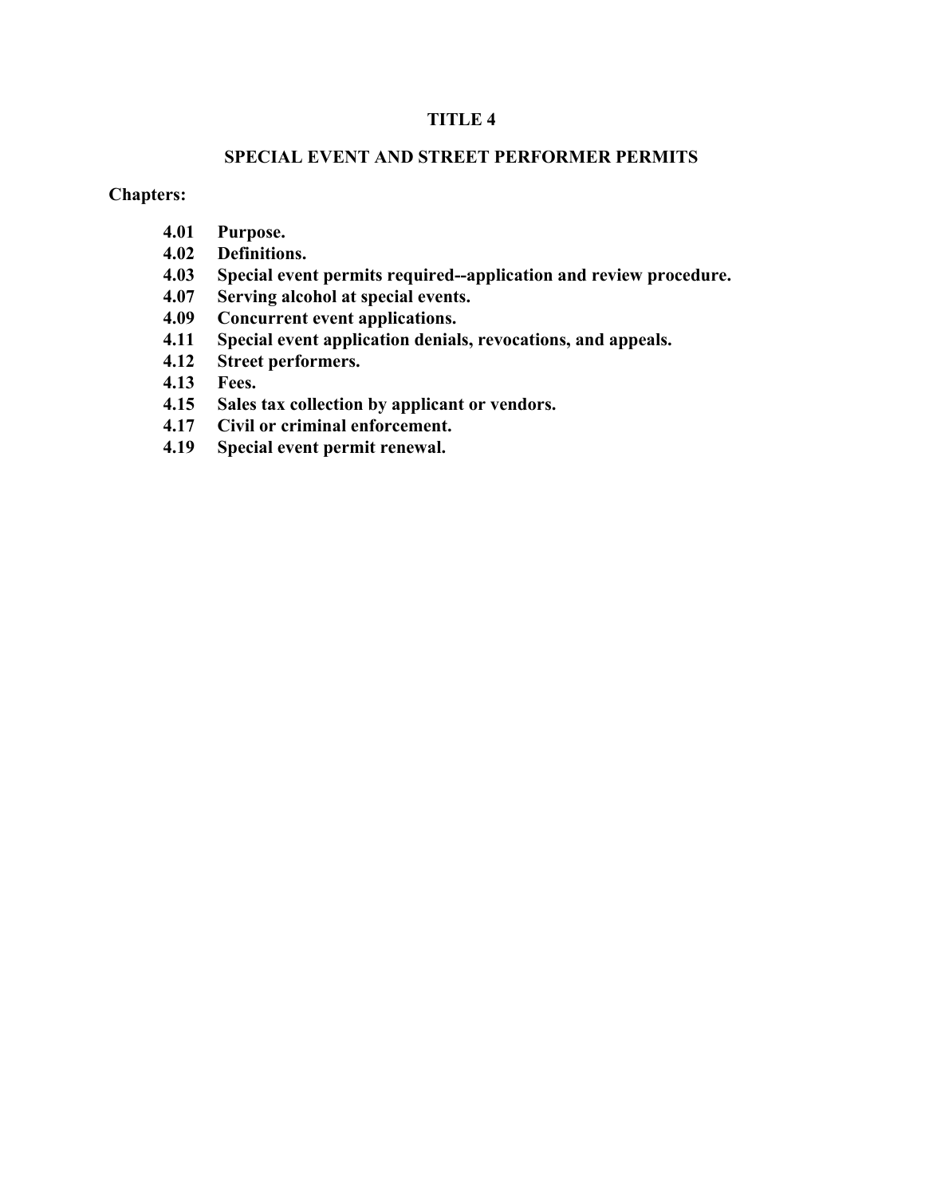# TITLE 4

## SPECIAL EVENT AND STREET PERFORMER PERMITS

**Chapters:**

- **4.01 Purpose.**
- **4.02 Definitions.**
- **4.03 Special event permits required--application and review procedure.**
- **4.07 Serving alcohol at special events.**
- **4.09 Concurrent event applications.**
- **4.11 Special event application denials, revocations, and appeals.**
- **4.12 Street performers.**
- **4.13 Fees.**
- **4.15 Sales tax collection by applicant or vendors.**
- **4.17 Civil or criminal enforcement.**
- **4.19 Special event permit renewal.**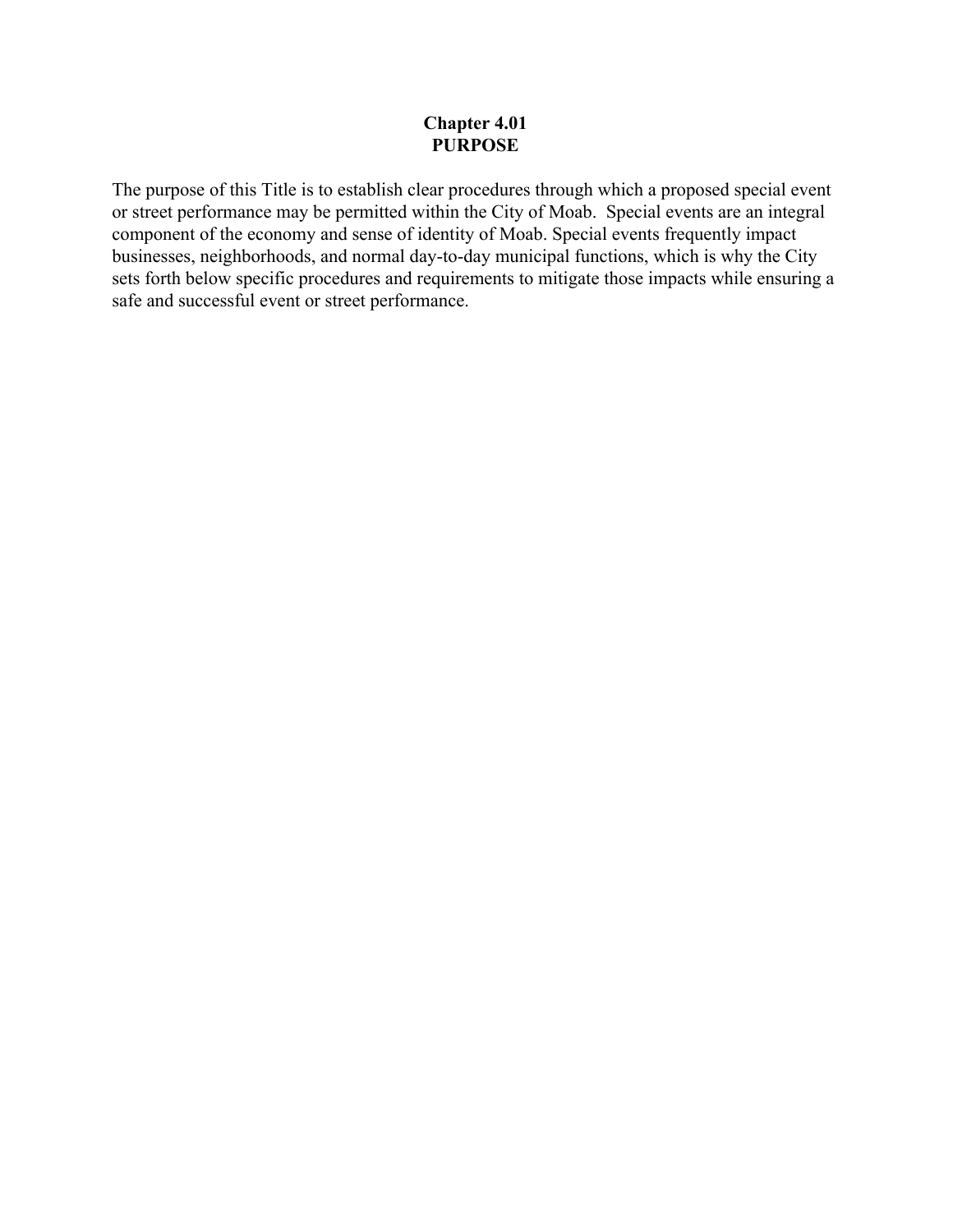# Chapter 4.01
# PURPOSE

The purpose of this Title is to establish clear procedures through which a proposed special event or street performance may be permitted within the City of Moab.  Special events are an integral component of the economy and sense of identity of Moab. Special events frequently impact businesses, neighborhoods, and normal day-to-day municipal functions, which is why the City sets forth below specific procedures and requirements to mitigate those impacts while ensuring a safe and successful event or street performance.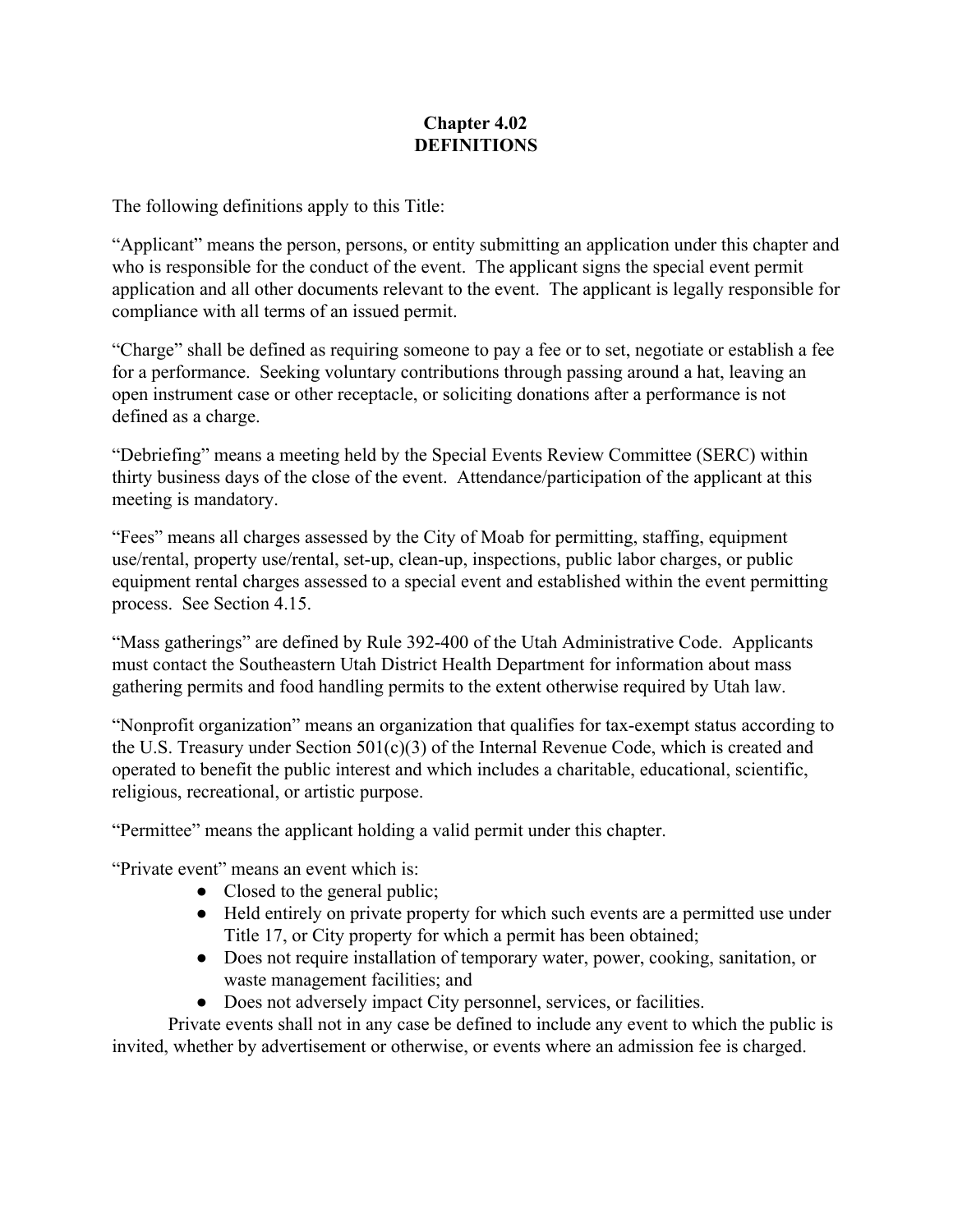# Chapter 4.02
# DEFINITIONS

The following definitions apply to this Title:

"Applicant" means the person, persons, or entity submitting an application under this chapter and who is responsible for the conduct of the event. The applicant signs the special event permit application and all other documents relevant to the event. The applicant is legally responsible for compliance with all terms of an issued permit.

"Charge" shall be defined as requiring someone to pay a fee or to set, negotiate or establish a fee for a performance. Seeking voluntary contributions through passing around a hat, leaving an open instrument case or other receptacle, or soliciting donations after a performance is not defined as a charge.

"Debriefing" means a meeting held by the Special Events Review Committee (SERC) within thirty business days of the close of the event. Attendance/participation of the applicant at this meeting is mandatory.

"Fees" means all charges assessed by the City of Moab for permitting, staffing, equipment use/rental, property use/rental, set-up, clean-up, inspections, public labor charges, or public equipment rental charges assessed to a special event and established within the event permitting process. See Section 4.15.

"Mass gatherings" are defined by Rule 392-400 of the Utah Administrative Code. Applicants must contact the Southeastern Utah District Health Department for information about mass gathering permits and food handling permits to the extent otherwise required by Utah law.

"Nonprofit organization" means an organization that qualifies for tax-exempt status according to the U.S. Treasury under Section 501(c)(3) of the Internal Revenue Code, which is created and operated to benefit the public interest and which includes a charitable, educational, scientific, religious, recreational, or artistic purpose.

"Permittee" means the applicant holding a valid permit under this chapter.

"Private event" means an event which is:

- Closed to the general public;
- Held entirely on private property for which such events are a permitted use under Title 17, or City property for which a permit has been obtained;
- Does not require installation of temporary water, power, cooking, sanitation, or waste management facilities; and
- Does not adversely impact City personnel, services, or facilities.

Private events shall not in any case be defined to include any event to which the public is invited, whether by advertisement or otherwise, or events where an admission fee is charged.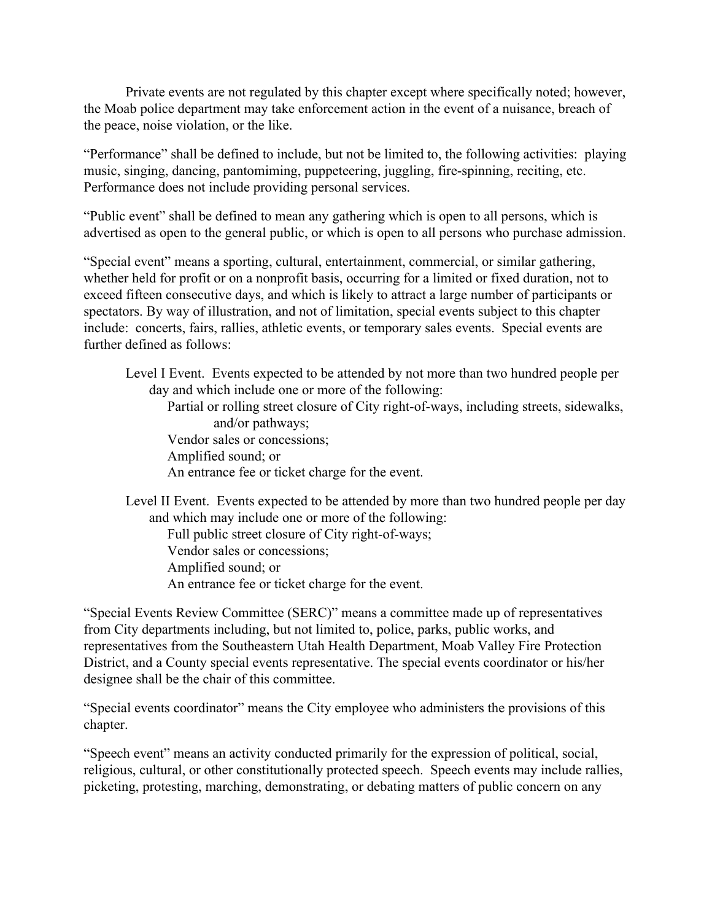Private events are not regulated by this chapter except where specifically noted; however, the Moab police department may take enforcement action in the event of a nuisance, breach of the peace, noise violation, or the like.

"Performance" shall be defined to include, but not be limited to, the following activities: playing music, singing, dancing, pantomiming, puppeteering, juggling, fire-spinning, reciting, etc. Performance does not include providing personal services.

"Public event" shall be defined to mean any gathering which is open to all persons, which is advertised as open to the general public, or which is open to all persons who purchase admission.

"Special event" means a sporting, cultural, entertainment, commercial, or similar gathering, whether held for profit or on a nonprofit basis, occurring for a limited or fixed duration, not to exceed fifteen consecutive days, and which is likely to attract a large number of participants or spectators. By way of illustration, and not of limitation, special events subject to this chapter include: concerts, fairs, rallies, athletic events, or temporary sales events. Special events are further defined as follows:

> Level I Event. Events expected to be attended by not more than two hundred people per day and which include one or more of the following:
>
> > Partial or rolling street closure of City right-of-ways, including streets, sidewalks, and/or pathways;
> > Vendor sales or concessions;
> > Amplified sound; or
> > An entrance fee or ticket charge for the event.
>
> Level II Event. Events expected to be attended by more than two hundred people per day and which may include one or more of the following:
>
> > Full public street closure of City right-of-ways;
> > Vendor sales or concessions;
> > Amplified sound; or
> > An entrance fee or ticket charge for the event.

"Special Events Review Committee (SERC)" means a committee made up of representatives from City departments including, but not limited to, police, parks, public works, and representatives from the Southeastern Utah Health Department, Moab Valley Fire Protection District, and a County special events representative. The special events coordinator or his/her designee shall be the chair of this committee.

"Special events coordinator" means the City employee who administers the provisions of this chapter.

"Speech event" means an activity conducted primarily for the expression of political, social, religious, cultural, or other constitutionally protected speech. Speech events may include rallies, picketing, protesting, marching, demonstrating, or debating matters of public concern on any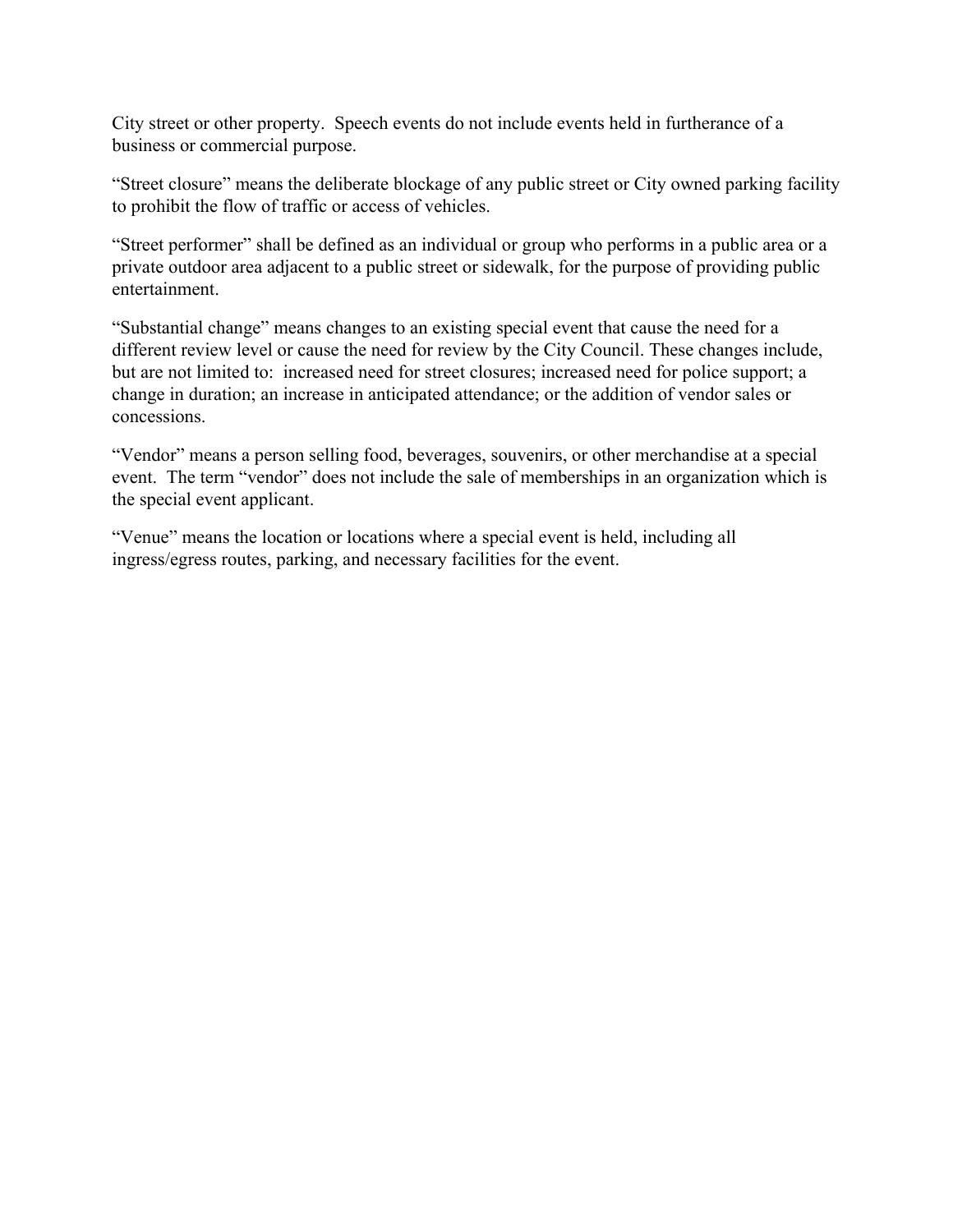City street or other property. Speech events do not include events held in furtherance of a business or commercial purpose.

"Street closure" means the deliberate blockage of any public street or City owned parking facility to prohibit the flow of traffic or access of vehicles.

"Street performer" shall be defined as an individual or group who performs in a public area or a private outdoor area adjacent to a public street or sidewalk, for the purpose of providing public entertainment.

"Substantial change" means changes to an existing special event that cause the need for a different review level or cause the need for review by the City Council. These changes include, but are not limited to: increased need for street closures; increased need for police support; a change in duration; an increase in anticipated attendance; or the addition of vendor sales or concessions.

"Vendor" means a person selling food, beverages, souvenirs, or other merchandise at a special event. The term "vendor" does not include the sale of memberships in an organization which is the special event applicant.

"Venue" means the location or locations where a special event is held, including all ingress/egress routes, parking, and necessary facilities for the event.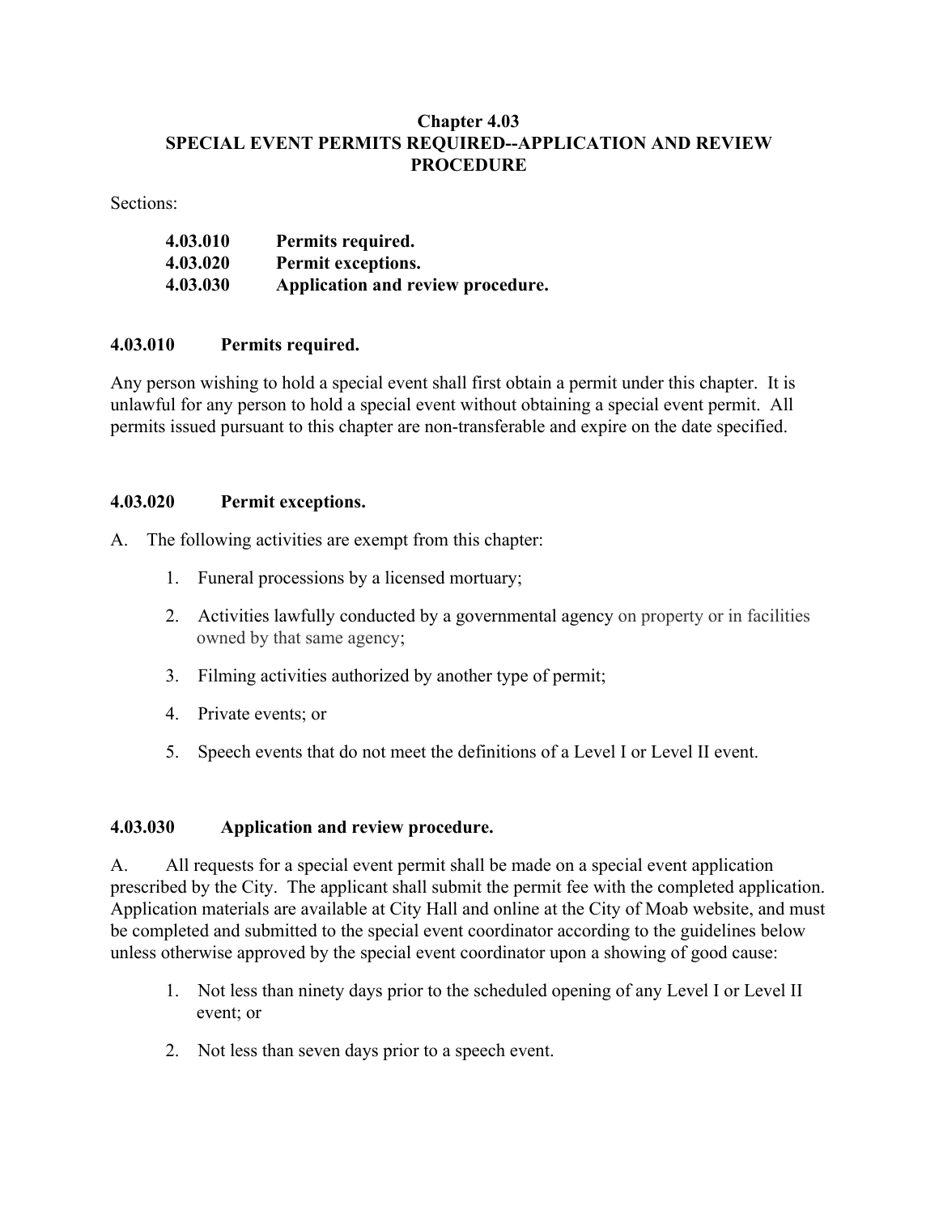# Chapter 4.03
# SPECIAL EVENT PERMITS REQUIRED--APPLICATION AND REVIEW PROCEDURE

Sections:

**4.03.010 Permits required.**
**4.03.020 Permit exceptions.**
**4.03.030 Application and review procedure.**

## 4.03.010 Permits required.

Any person wishing to hold a special event shall first obtain a permit under this chapter. It is unlawful for any person to hold a special event without obtaining a special event permit. All permits issued pursuant to this chapter are non-transferable and expire on the date specified.

## 4.03.020 Permit exceptions.

A. The following activities are exempt from this chapter:

1. Funeral processions by a licensed mortuary;
2. Activities lawfully conducted by a governmental agency on property or in facilities owned by that same agency;
3. Filming activities authorized by another type of permit;
4. Private events; or
5. Speech events that do not meet the definitions of a Level I or Level II event.

## 4.03.030 Application and review procedure.

A. All requests for a special event permit shall be made on a special event application prescribed by the City. The applicant shall submit the permit fee with the completed application. Application materials are available at City Hall and online at the City of Moab website, and must be completed and submitted to the special event coordinator according to the guidelines below unless otherwise approved by the special event coordinator upon a showing of good cause:

1. Not less than ninety days prior to the scheduled opening of any Level I or Level II event; or
2. Not less than seven days prior to a speech event.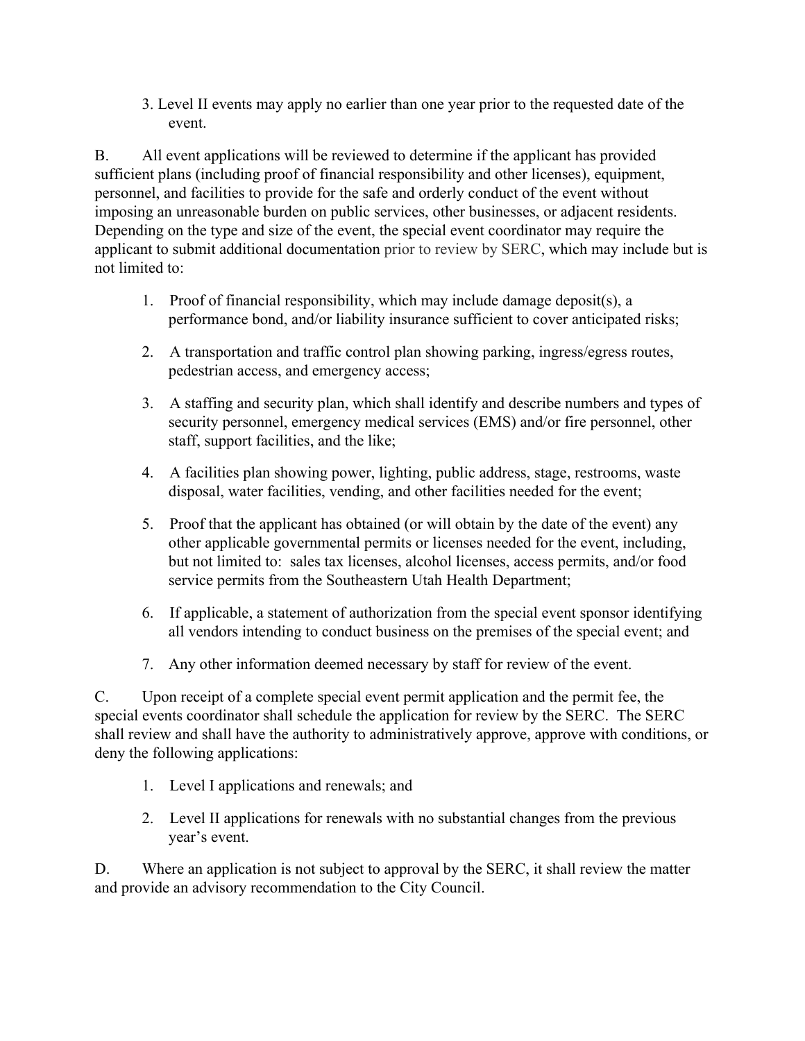3. Level II events may apply no earlier than one year prior to the requested date of the event.

B. All event applications will be reviewed to determine if the applicant has provided sufficient plans (including proof of financial responsibility and other licenses), equipment, personnel, and facilities to provide for the safe and orderly conduct of the event without imposing an unreasonable burden on public services, other businesses, or adjacent residents. Depending on the type and size of the event, the special event coordinator may require the applicant to submit additional documentation prior to review by SERC, which may include but is not limited to:

1. Proof of financial responsibility, which may include damage deposit(s), a performance bond, and/or liability insurance sufficient to cover anticipated risks;
2. A transportation and traffic control plan showing parking, ingress/egress routes, pedestrian access, and emergency access;
3. A staffing and security plan, which shall identify and describe numbers and types of security personnel, emergency medical services (EMS) and/or fire personnel, other staff, support facilities, and the like;
4. A facilities plan showing power, lighting, public address, stage, restrooms, waste disposal, water facilities, vending, and other facilities needed for the event;
5. Proof that the applicant has obtained (or will obtain by the date of the event) any other applicable governmental permits or licenses needed for the event, including, but not limited to: sales tax licenses, alcohol licenses, access permits, and/or food service permits from the Southeastern Utah Health Department;
6. If applicable, a statement of authorization from the special event sponsor identifying all vendors intending to conduct business on the premises of the special event; and
7. Any other information deemed necessary by staff for review of the event.

C. Upon receipt of a complete special event permit application and the permit fee, the special events coordinator shall schedule the application for review by the SERC. The SERC shall review and shall have the authority to administratively approve, approve with conditions, or deny the following applications:

1. Level I applications and renewals; and
2. Level II applications for renewals with no substantial changes from the previous year's event.

D. Where an application is not subject to approval by the SERC, it shall review the matter and provide an advisory recommendation to the City Council.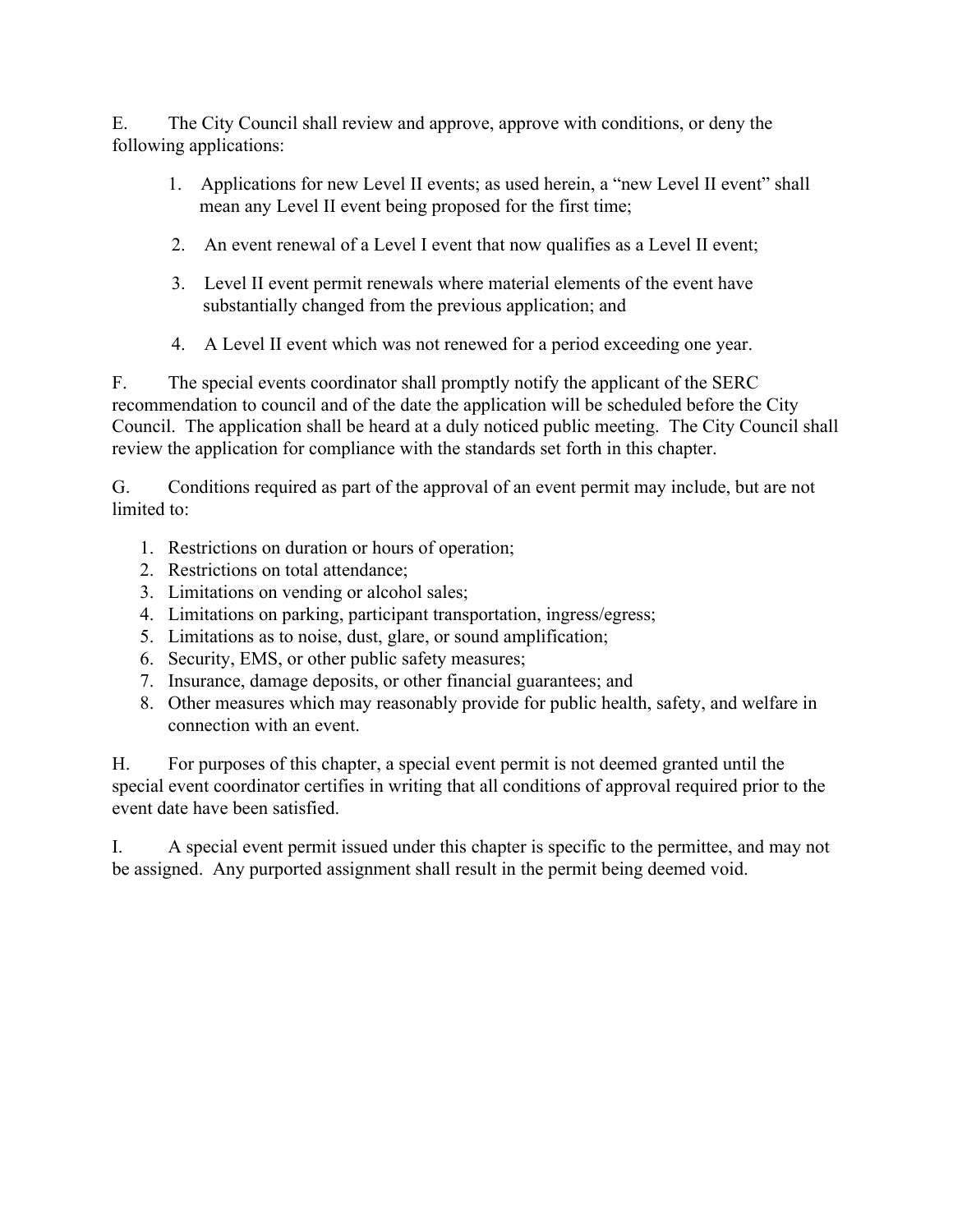E. The City Council shall review and approve, approve with conditions, or deny the following applications:

1. Applications for new Level II events; as used herein, a "new Level II event" shall mean any Level II event being proposed for the first time;

2. An event renewal of a Level I event that now qualifies as a Level II event;

3. Level II event permit renewals where material elements of the event have substantially changed from the previous application; and

4. A Level II event which was not renewed for a period exceeding one year.

F. The special events coordinator shall promptly notify the applicant of the SERC recommendation to council and of the date the application will be scheduled before the City Council. The application shall be heard at a duly noticed public meeting. The City Council shall review the application for compliance with the standards set forth in this chapter.

G. Conditions required as part of the approval of an event permit may include, but are not limited to:

1. Restrictions on duration or hours of operation;
2. Restrictions on total attendance;
3. Limitations on vending or alcohol sales;
4. Limitations on parking, participant transportation, ingress/egress;
5. Limitations as to noise, dust, glare, or sound amplification;
6. Security, EMS, or other public safety measures;
7. Insurance, damage deposits, or other financial guarantees; and
8. Other measures which may reasonably provide for public health, safety, and welfare in connection with an event.

H. For purposes of this chapter, a special event permit is not deemed granted until the special event coordinator certifies in writing that all conditions of approval required prior to the event date have been satisfied.

I. A special event permit issued under this chapter is specific to the permittee, and may not be assigned. Any purported assignment shall result in the permit being deemed void.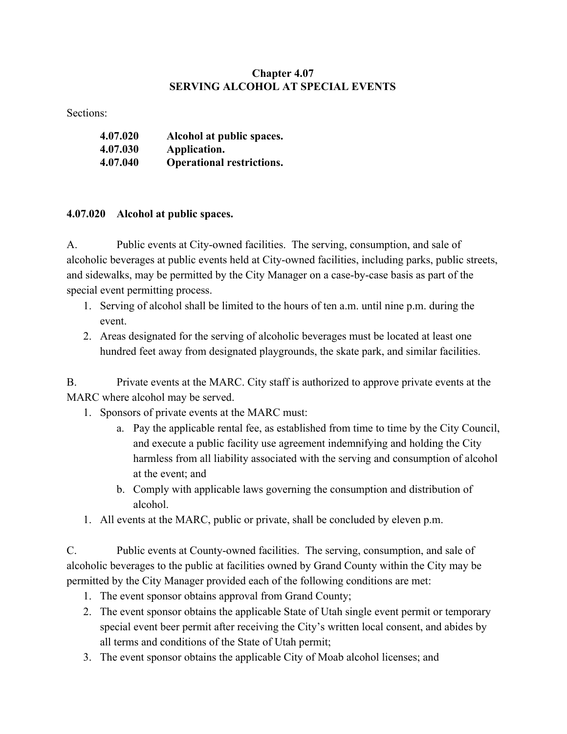## Chapter 4.07
## SERVING ALCOHOL AT SPECIAL EVENTS

Sections:

| | |
|---|---|
| **4.07.020** | **Alcohol at public spaces.** |
| **4.07.030** | **Application.** |
| **4.07.040** | **Operational restrictions.** |

### 4.07.020 Alcohol at public spaces.

A. Public events at City-owned facilities. The serving, consumption, and sale of alcoholic beverages at public events held at City-owned facilities, including parks, public streets, and sidewalks, may be permitted by the City Manager on a case-by-case basis as part of the special event permitting process.

1. Serving of alcohol shall be limited to the hours of ten a.m. until nine p.m. during the event.
2. Areas designated for the serving of alcoholic beverages must be located at least one hundred feet away from designated playgrounds, the skate park, and similar facilities.

B. Private events at the MARC. City staff is authorized to approve private events at the MARC where alcohol may be served.

1. Sponsors of private events at the MARC must:
   a. Pay the applicable rental fee, as established from time to time by the City Council, and execute a public facility use agreement indemnifying and holding the City harmless from all liability associated with the serving and consumption of alcohol at the event; and
   b. Comply with applicable laws governing the consumption and distribution of alcohol.
1. All events at the MARC, public or private, shall be concluded by eleven p.m.

C. Public events at County-owned facilities. The serving, consumption, and sale of alcoholic beverages to the public at facilities owned by Grand County within the City may be permitted by the City Manager provided each of the following conditions are met:

1. The event sponsor obtains approval from Grand County;
2. The event sponsor obtains the applicable State of Utah single event permit or temporary special event beer permit after receiving the City's written local consent, and abides by all terms and conditions of the State of Utah permit;
3. The event sponsor obtains the applicable City of Moab alcohol licenses; and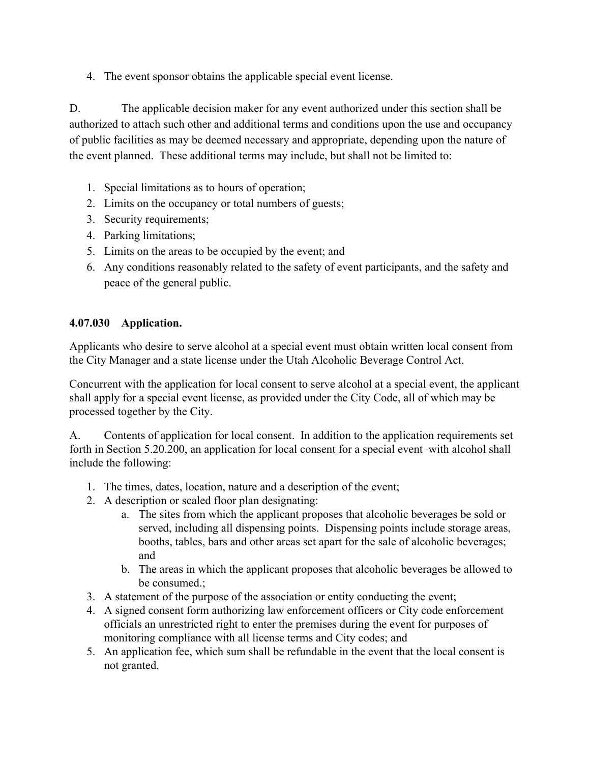4. The event sponsor obtains the applicable special event license.

D. The applicable decision maker for any event authorized under this section shall be authorized to attach such other and additional terms and conditions upon the use and occupancy of public facilities as may be deemed necessary and appropriate, depending upon the nature of the event planned. These additional terms may include, but shall not be limited to:

1. Special limitations as to hours of operation;
2. Limits on the occupancy or total numbers of guests;
3. Security requirements;
4. Parking limitations;
5. Limits on the areas to be occupied by the event; and
6. Any conditions reasonably related to the safety of event participants, and the safety and peace of the general public.

**4.07.030 Application.**

Applicants who desire to serve alcohol at a special event must obtain written local consent from the City Manager and a state license under the Utah Alcoholic Beverage Control Act.

Concurrent with the application for local consent to serve alcohol at a special event, the applicant shall apply for a special event license, as provided under the City Code, all of which may be processed together by the City.

A. Contents of application for local consent. In addition to the application requirements set forth in Section 5.20.200, an application for local consent for a special event with alcohol shall include the following:

1. The times, dates, location, nature and a description of the event;
2. A description or scaled floor plan designating:
    a. The sites from which the applicant proposes that alcoholic beverages be sold or served, including all dispensing points. Dispensing points include storage areas, booths, tables, bars and other areas set apart for the sale of alcoholic beverages; and
    b. The areas in which the applicant proposes that alcoholic beverages be allowed to be consumed.;
3. A statement of the purpose of the association or entity conducting the event;
4. A signed consent form authorizing law enforcement officers or City code enforcement officials an unrestricted right to enter the premises during the event for purposes of monitoring compliance with all license terms and City codes; and
5. An application fee, which sum shall be refundable in the event that the local consent is not granted.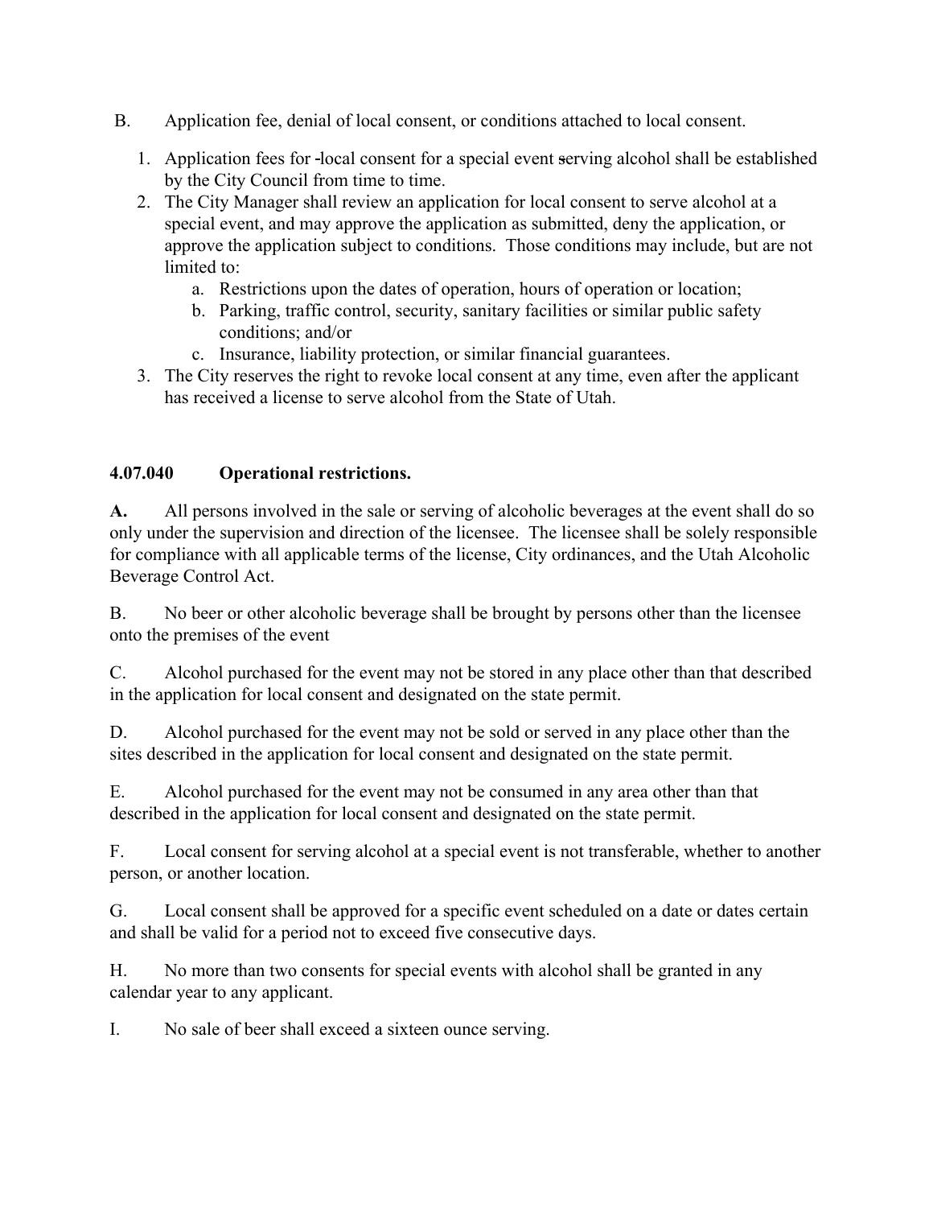B. Application fee, denial of local consent, or conditions attached to local consent.

1. Application fees for local consent for a special event serving alcohol shall be established by the City Council from time to time.
2. The City Manager shall review an application for local consent to serve alcohol at a special event, and may approve the application as submitted, deny the application, or approve the application subject to conditions. Those conditions may include, but are not limited to:
   a. Restrictions upon the dates of operation, hours of operation or location;
   b. Parking, traffic control, security, sanitary facilities or similar public safety conditions; and/or
   c. Insurance, liability protection, or similar financial guarantees.
3. The City reserves the right to revoke local consent at any time, even after the applicant has received a license to serve alcohol from the State of Utah.

**4.07.040 Operational restrictions.**

**A.** All persons involved in the sale or serving of alcoholic beverages at the event shall do so only under the supervision and direction of the licensee. The licensee shall be solely responsible for compliance with all applicable terms of the license, City ordinances, and the Utah Alcoholic Beverage Control Act.

B. No beer or other alcoholic beverage shall be brought by persons other than the licensee onto the premises of the event

C. Alcohol purchased for the event may not be stored in any place other than that described in the application for local consent and designated on the state permit.

D. Alcohol purchased for the event may not be sold or served in any place other than the sites described in the application for local consent and designated on the state permit.

E. Alcohol purchased for the event may not be consumed in any area other than that described in the application for local consent and designated on the state permit.

F. Local consent for serving alcohol at a special event is not transferable, whether to another person, or another location.

G. Local consent shall be approved for a specific event scheduled on a date or dates certain and shall be valid for a period not to exceed five consecutive days.

H. No more than two consents for special events with alcohol shall be granted in any calendar year to any applicant.

I. No sale of beer shall exceed a sixteen ounce serving.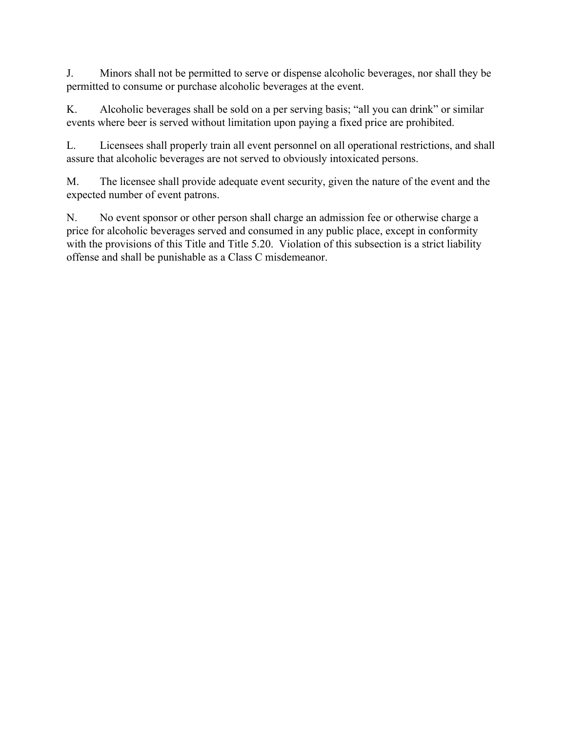J. Minors shall not be permitted to serve or dispense alcoholic beverages, nor shall they be permitted to consume or purchase alcoholic beverages at the event.

K. Alcoholic beverages shall be sold on a per serving basis; "all you can drink" or similar events where beer is served without limitation upon paying a fixed price are prohibited.

L. Licensees shall properly train all event personnel on all operational restrictions, and shall assure that alcoholic beverages are not served to obviously intoxicated persons.

M. The licensee shall provide adequate event security, given the nature of the event and the expected number of event patrons.

N. No event sponsor or other person shall charge an admission fee or otherwise charge a price for alcoholic beverages served and consumed in any public place, except in conformity with the provisions of this Title and Title 5.20. Violation of this subsection is a strict liability offense and shall be punishable as a Class C misdemeanor.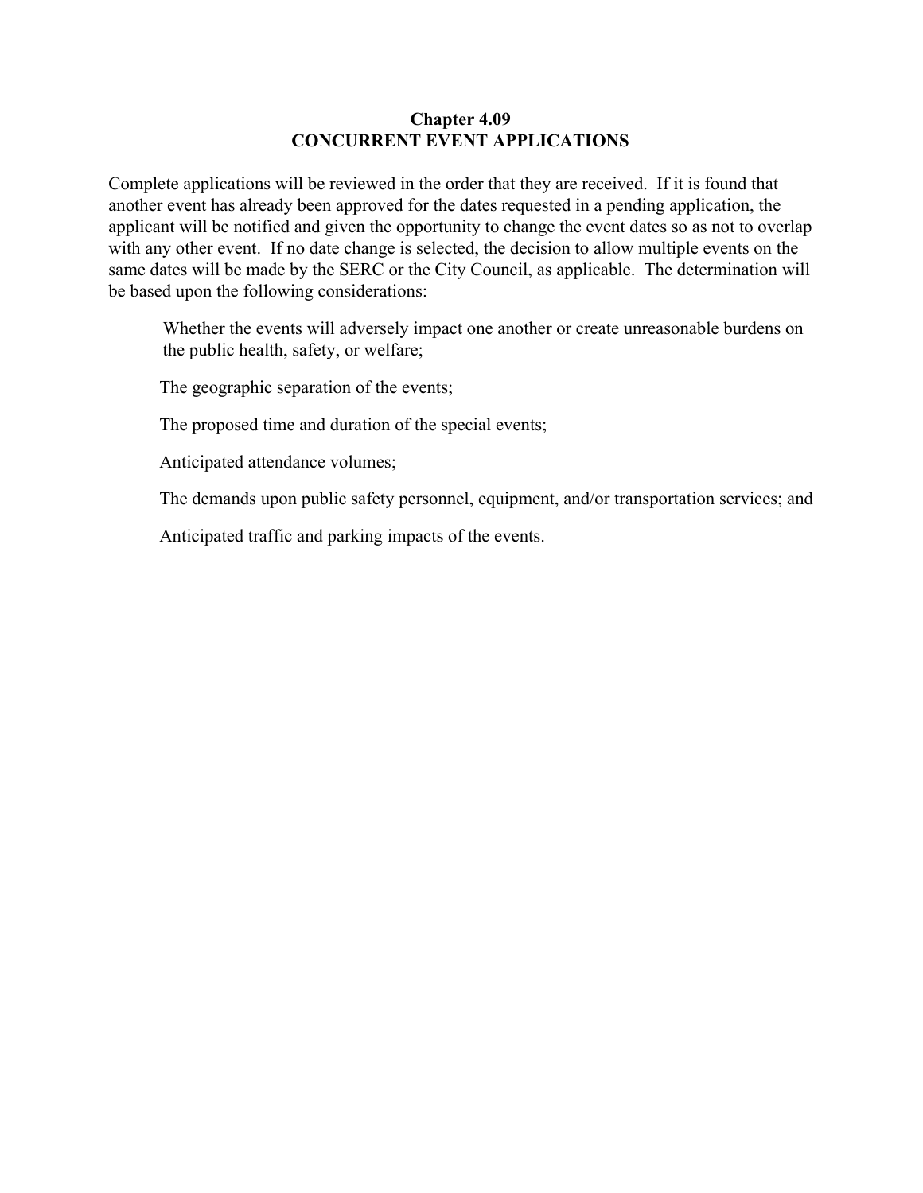# Chapter 4.09
## CONCURRENT EVENT APPLICATIONS

Complete applications will be reviewed in the order that they are received. If it is found that another event has already been approved for the dates requested in a pending application, the applicant will be notified and given the opportunity to change the event dates so as not to overlap with any other event. If no date change is selected, the decision to allow multiple events on the same dates will be made by the SERC or the City Council, as applicable. The determination will be based upon the following considerations:

Whether the events will adversely impact one another or create unreasonable burdens on the public health, safety, or welfare;

The geographic separation of the events;

The proposed time and duration of the special events;

Anticipated attendance volumes;

The demands upon public safety personnel, equipment, and/or transportation services; and

Anticipated traffic and parking impacts of the events.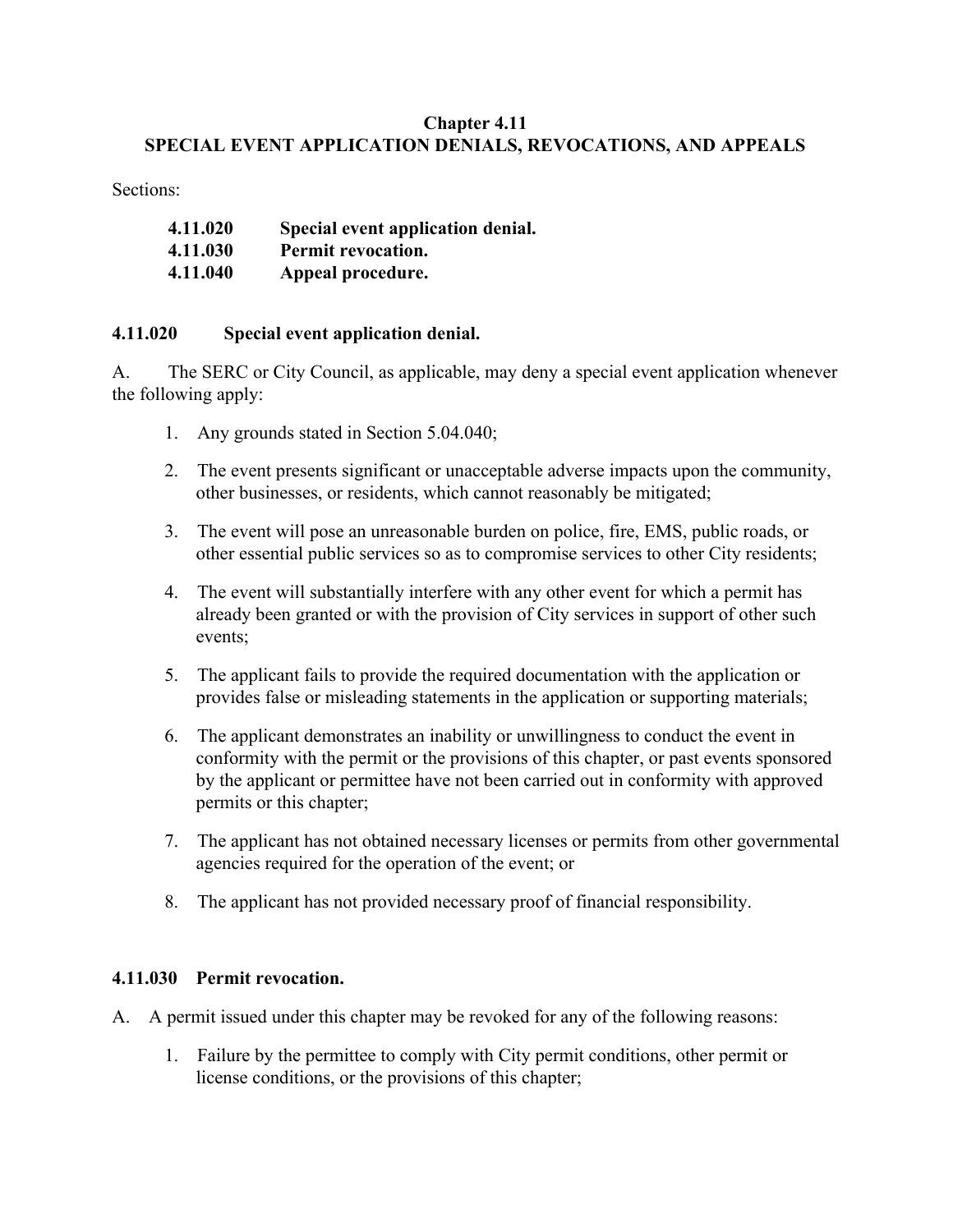# Chapter 4.11
# SPECIAL EVENT APPLICATION DENIALS, REVOCATIONS, AND APPEALS

Sections:

| | |
|---|---|
| **4.11.020** | **Special event application denial.** |
| **4.11.030** | **Permit revocation.** |
| **4.11.040** | **Appeal procedure.** |

### 4.11.020 Special event application denial.

A. The SERC or City Council, as applicable, may deny a special event application whenever the following apply:

1. Any grounds stated in Section 5.04.040;
2. The event presents significant or unacceptable adverse impacts upon the community, other businesses, or residents, which cannot reasonably be mitigated;
3. The event will pose an unreasonable burden on police, fire, EMS, public roads, or other essential public services so as to compromise services to other City residents;
4. The event will substantially interfere with any other event for which a permit has already been granted or with the provision of City services in support of other such events;
5. The applicant fails to provide the required documentation with the application or provides false or misleading statements in the application or supporting materials;
6. The applicant demonstrates an inability or unwillingness to conduct the event in conformity with the permit or the provisions of this chapter, or past events sponsored by the applicant or permittee have not been carried out in conformity with approved permits or this chapter;
7. The applicant has not obtained necessary licenses or permits from other governmental agencies required for the operation of the event; or
8. The applicant has not provided necessary proof of financial responsibility.

### 4.11.030 Permit revocation.

A. A permit issued under this chapter may be revoked for any of the following reasons:

1. Failure by the permittee to comply with City permit conditions, other permit or license conditions, or the provisions of this chapter;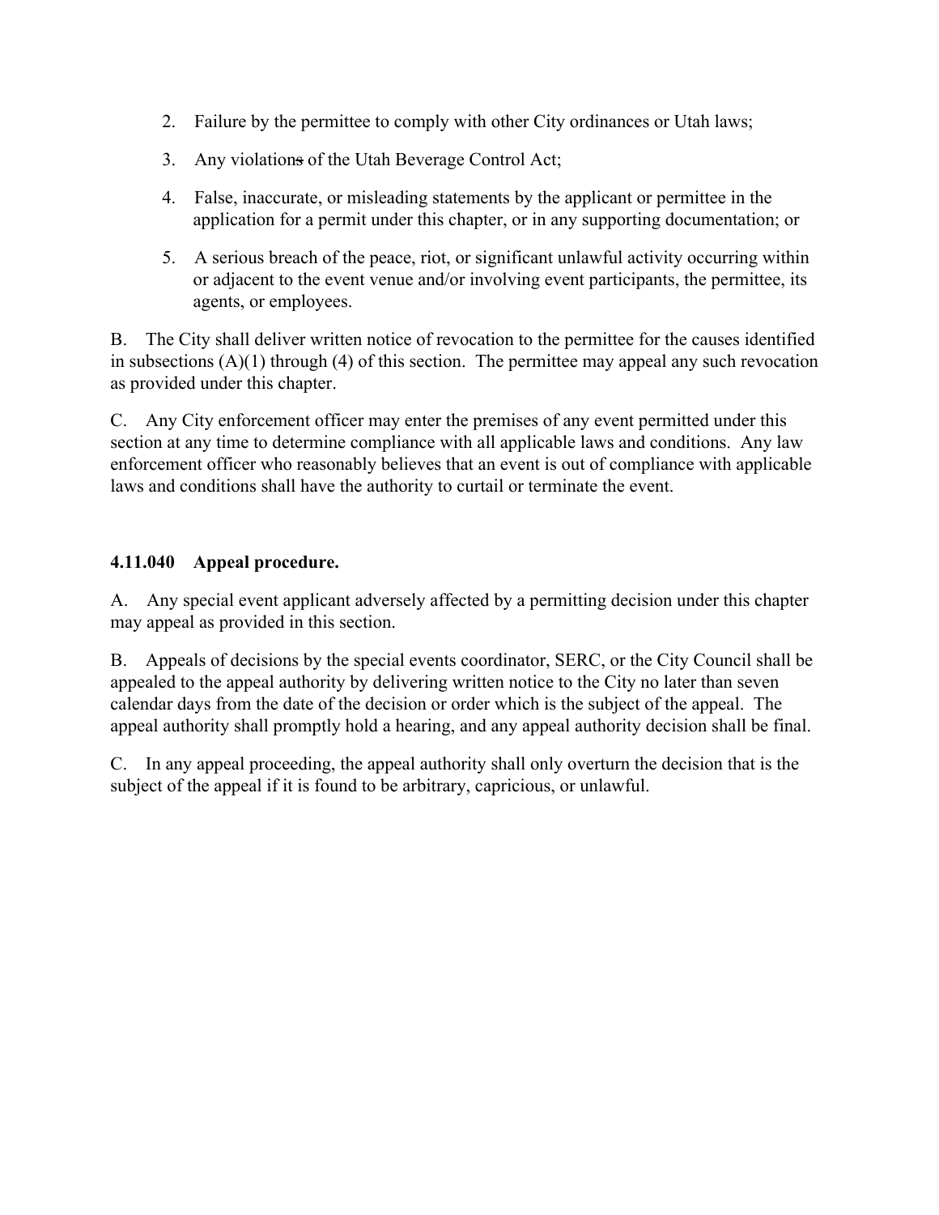2. Failure by the permittee to comply with other City ordinances or Utah laws;

3. Any violations of the Utah Beverage Control Act;

4. False, inaccurate, or misleading statements by the applicant or permittee in the application for a permit under this chapter, or in any supporting documentation; or

5. A serious breach of the peace, riot, or significant unlawful activity occurring within or adjacent to the event venue and/or involving event participants, the permittee, its agents, or employees.

B. The City shall deliver written notice of revocation to the permittee for the causes identified in subsections (A)(1) through (4) of this section. The permittee may appeal any such revocation as provided under this chapter.

C. Any City enforcement officer may enter the premises of any event permitted under this section at any time to determine compliance with all applicable laws and conditions. Any law enforcement officer who reasonably believes that an event is out of compliance with applicable laws and conditions shall have the authority to curtail or terminate the event.

**4.11.040 Appeal procedure.**

A. Any special event applicant adversely affected by a permitting decision under this chapter may appeal as provided in this section.

B. Appeals of decisions by the special events coordinator, SERC, or the City Council shall be appealed to the appeal authority by delivering written notice to the City no later than seven calendar days from the date of the decision or order which is the subject of the appeal. The appeal authority shall promptly hold a hearing, and any appeal authority decision shall be final.

C. In any appeal proceeding, the appeal authority shall only overturn the decision that is the subject of the appeal if it is found to be arbitrary, capricious, or unlawful.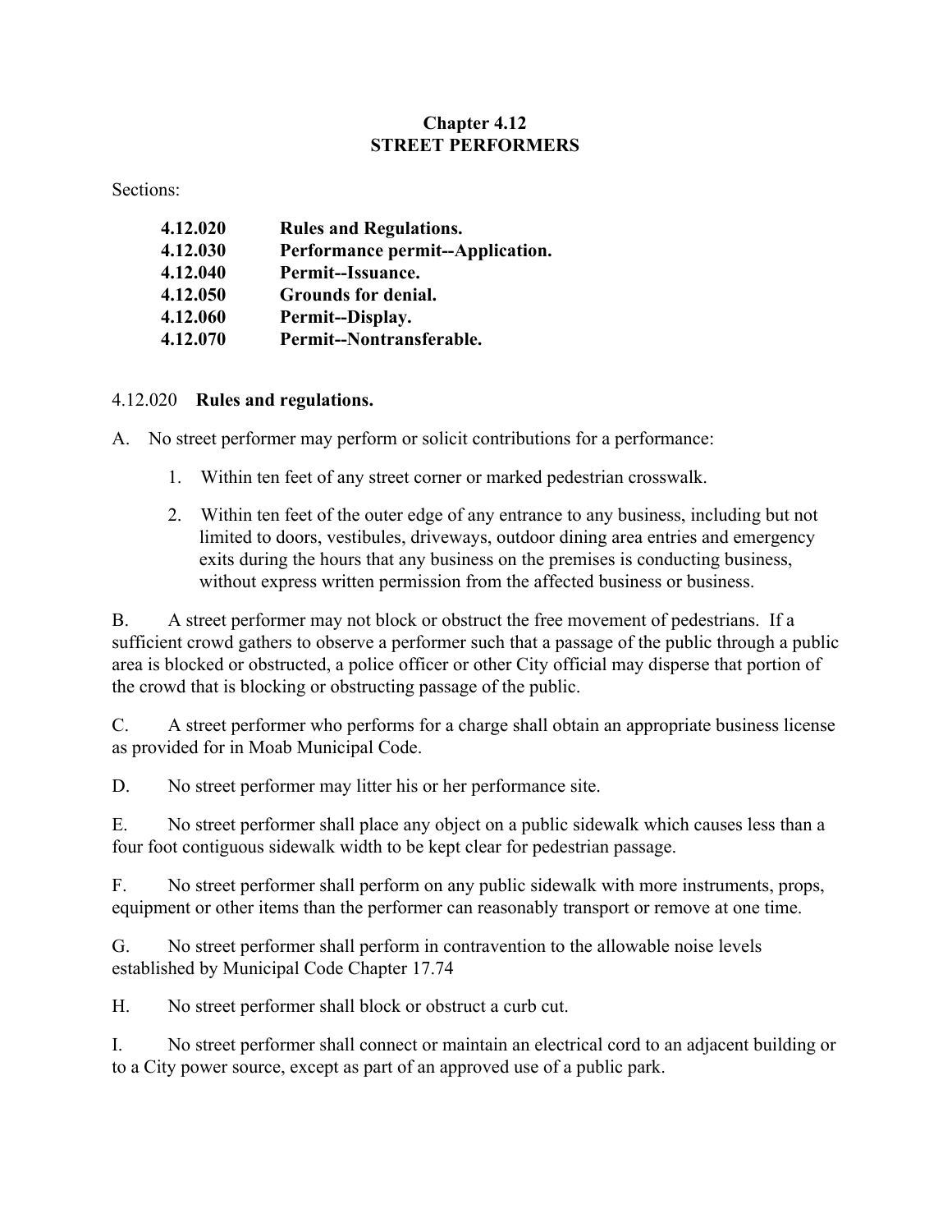# Chapter 4.12
# STREET PERFORMERS

Sections:

| | |
|---|---|
| **4.12.020** | **Rules and Regulations.** |
| **4.12.030** | **Performance permit--Application.** |
| **4.12.040** | **Permit--Issuance.** |
| **4.12.050** | **Grounds for denial.** |
| **4.12.060** | **Permit--Display.** |
| **4.12.070** | **Permit--Nontransferable.** |

## 4.12.020 **Rules and regulations.**

A. No street performer may perform or solicit contributions for a performance:

1. Within ten feet of any street corner or marked pedestrian crosswalk.
2. Within ten feet of the outer edge of any entrance to any business, including but not limited to doors, vestibules, driveways, outdoor dining area entries and emergency exits during the hours that any business on the premises is conducting business, without express written permission from the affected business or business.

B. A street performer may not block or obstruct the free movement of pedestrians. If a sufficient crowd gathers to observe a performer such that a passage of the public through a public area is blocked or obstructed, a police officer or other City official may disperse that portion of the crowd that is blocking or obstructing passage of the public.

C. A street performer who performs for a charge shall obtain an appropriate business license as provided for in Moab Municipal Code.

D. No street performer may litter his or her performance site.

E. No street performer shall place any object on a public sidewalk which causes less than a four foot contiguous sidewalk width to be kept clear for pedestrian passage.

F. No street performer shall perform on any public sidewalk with more instruments, props, equipment or other items than the performer can reasonably transport or remove at one time.

G. No street performer shall perform in contravention to the allowable noise levels established by Municipal Code Chapter 17.74

H. No street performer shall block or obstruct a curb cut.

I. No street performer shall connect or maintain an electrical cord to an adjacent building or to a City power source, except as part of an approved use of a public park.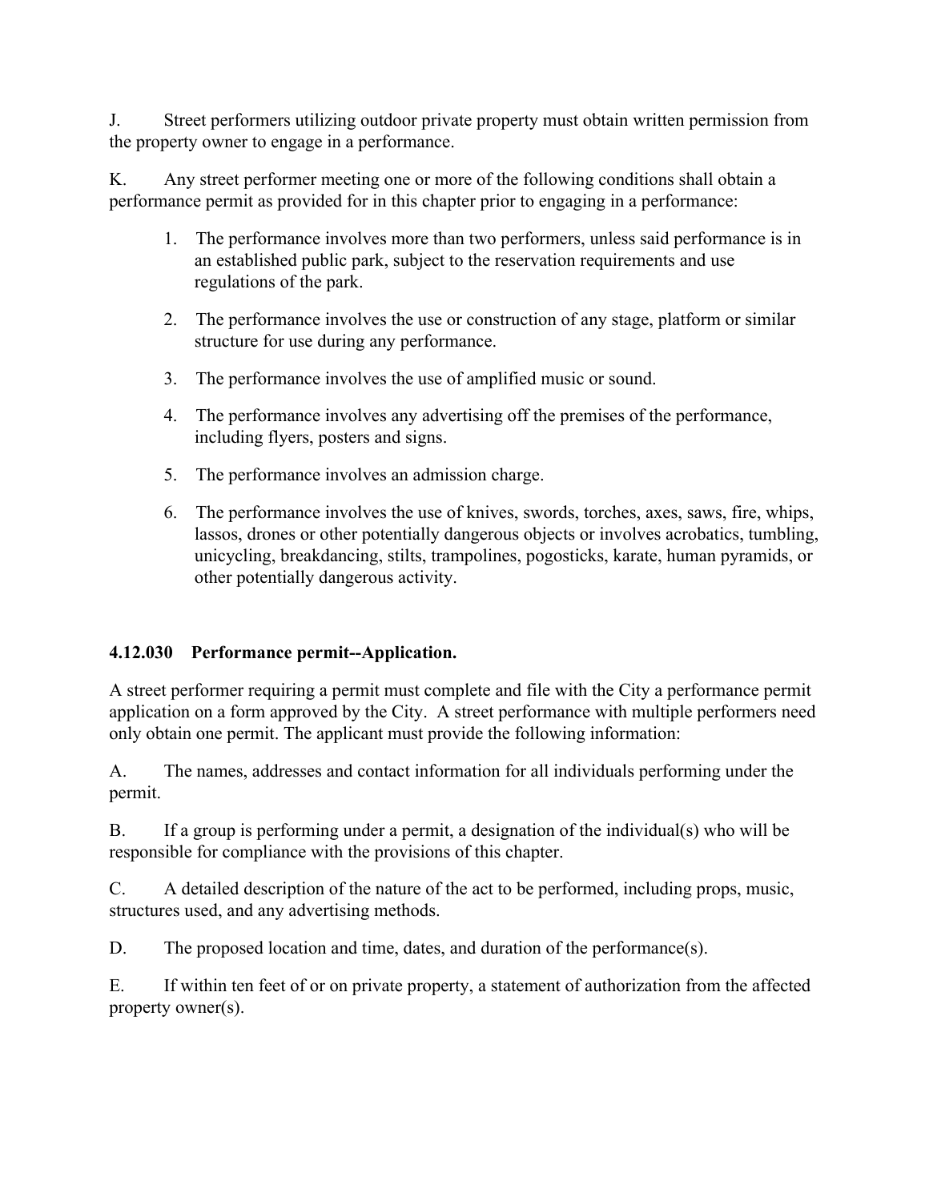J. Street performers utilizing outdoor private property must obtain written permission from the property owner to engage in a performance.

K. Any street performer meeting one or more of the following conditions shall obtain a performance permit as provided for in this chapter prior to engaging in a performance:

1. The performance involves more than two performers, unless said performance is in an established public park, subject to the reservation requirements and use regulations of the park.
2. The performance involves the use or construction of any stage, platform or similar structure for use during any performance.
3. The performance involves the use of amplified music or sound.
4. The performance involves any advertising off the premises of the performance, including flyers, posters and signs.
5. The performance involves an admission charge.
6. The performance involves the use of knives, swords, torches, axes, saws, fire, whips, lassos, drones or other potentially dangerous objects or involves acrobatics, tumbling, unicycling, breakdancing, stilts, trampolines, pogosticks, karate, human pyramids, or other potentially dangerous activity.

**4.12.030 Performance permit--Application.**

A street performer requiring a permit must complete and file with the City a performance permit application on a form approved by the City. A street performance with multiple performers need only obtain one permit. The applicant must provide the following information:

A. The names, addresses and contact information for all individuals performing under the permit.

B. If a group is performing under a permit, a designation of the individual(s) who will be responsible for compliance with the provisions of this chapter.

C. A detailed description of the nature of the act to be performed, including props, music, structures used, and any advertising methods.

D. The proposed location and time, dates, and duration of the performance(s).

E. If within ten feet of or on private property, a statement of authorization from the affected property owner(s).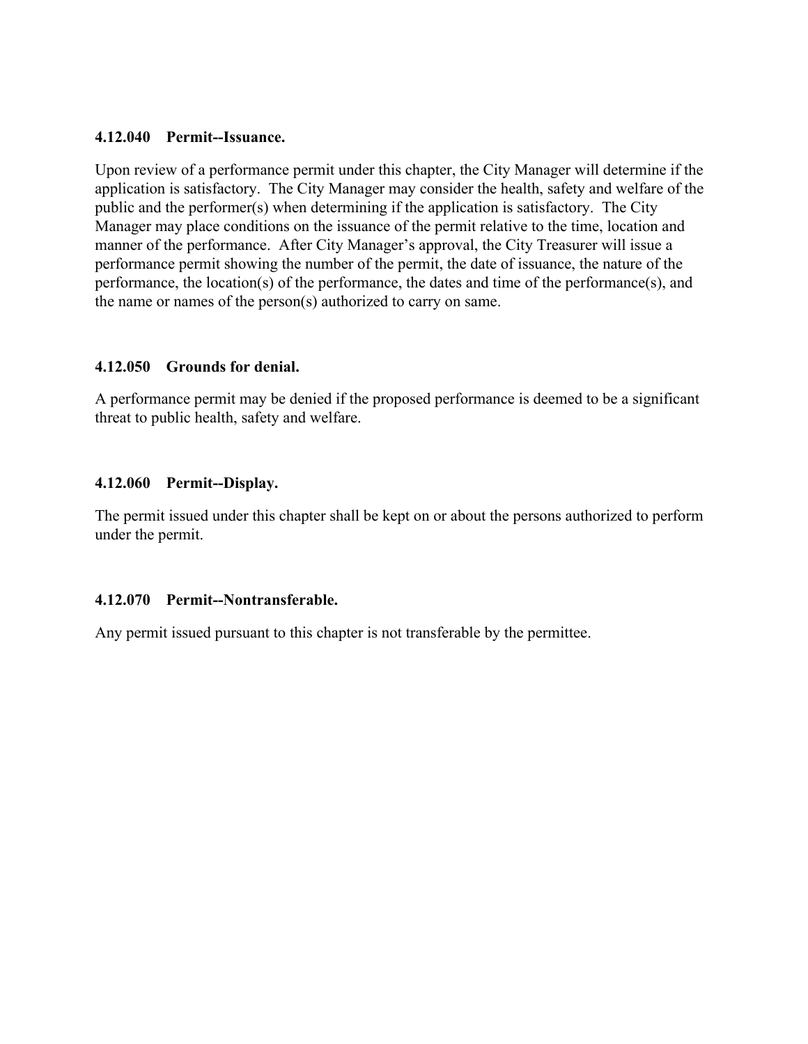**4.12.040 Permit--Issuance.**

Upon review of a performance permit under this chapter, the City Manager will determine if the application is satisfactory. The City Manager may consider the health, safety and welfare of the public and the performer(s) when determining if the application is satisfactory. The City Manager may place conditions on the issuance of the permit relative to the time, location and manner of the performance. After City Manager's approval, the City Treasurer will issue a performance permit showing the number of the permit, the date of issuance, the nature of the performance, the location(s) of the performance, the dates and time of the performance(s), and the name or names of the person(s) authorized to carry on same.

**4.12.050 Grounds for denial.**

A performance permit may be denied if the proposed performance is deemed to be a significant threat to public health, safety and welfare.

**4.12.060 Permit--Display.**

The permit issued under this chapter shall be kept on or about the persons authorized to perform under the permit.

**4.12.070 Permit--Nontransferable.**

Any permit issued pursuant to this chapter is not transferable by the permittee.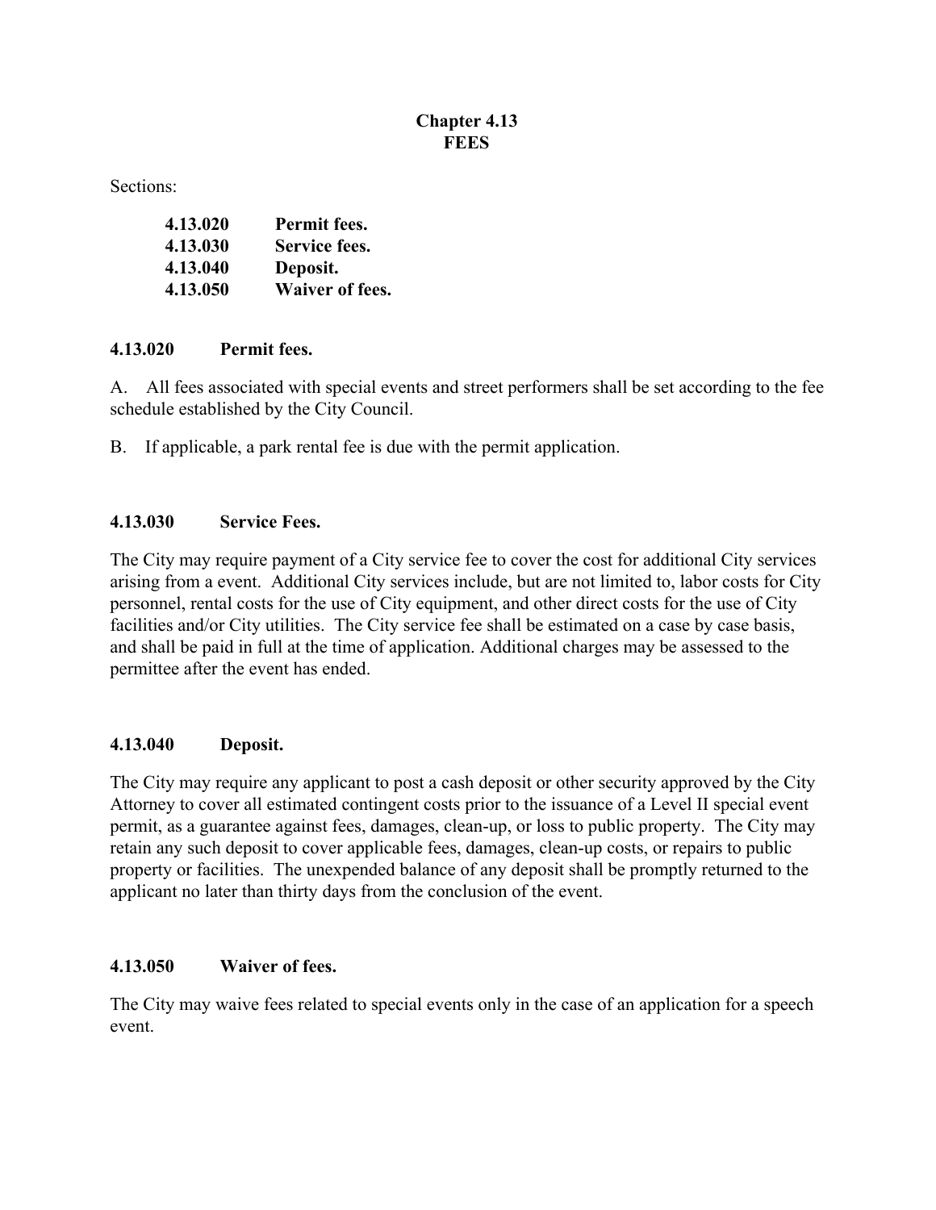# Chapter 4.13
# FEES

Sections:

| | |
|---|---|
| **4.13.020** | **Permit fees.** |
| **4.13.030** | **Service fees.** |
| **4.13.040** | **Deposit.** |
| **4.13.050** | **Waiver of fees.** |

### 4.13.020 Permit fees.

A. All fees associated with special events and street performers shall be set according to the fee schedule established by the City Council.

B. If applicable, a park rental fee is due with the permit application.

### 4.13.030 Service Fees.

The City may require payment of a City service fee to cover the cost for additional City services arising from a event. Additional City services include, but are not limited to, labor costs for City personnel, rental costs for the use of City equipment, and other direct costs for the use of City facilities and/or City utilities. The City service fee shall be estimated on a case by case basis, and shall be paid in full at the time of application. Additional charges may be assessed to the permittee after the event has ended.

### 4.13.040 Deposit.

The City may require any applicant to post a cash deposit or other security approved by the City Attorney to cover all estimated contingent costs prior to the issuance of a Level II special event permit, as a guarantee against fees, damages, clean-up, or loss to public property. The City may retain any such deposit to cover applicable fees, damages, clean-up costs, or repairs to public property or facilities. The unexpended balance of any deposit shall be promptly returned to the applicant no later than thirty days from the conclusion of the event.

### 4.13.050 Waiver of fees.

The City may waive fees related to special events only in the case of an application for a speech event.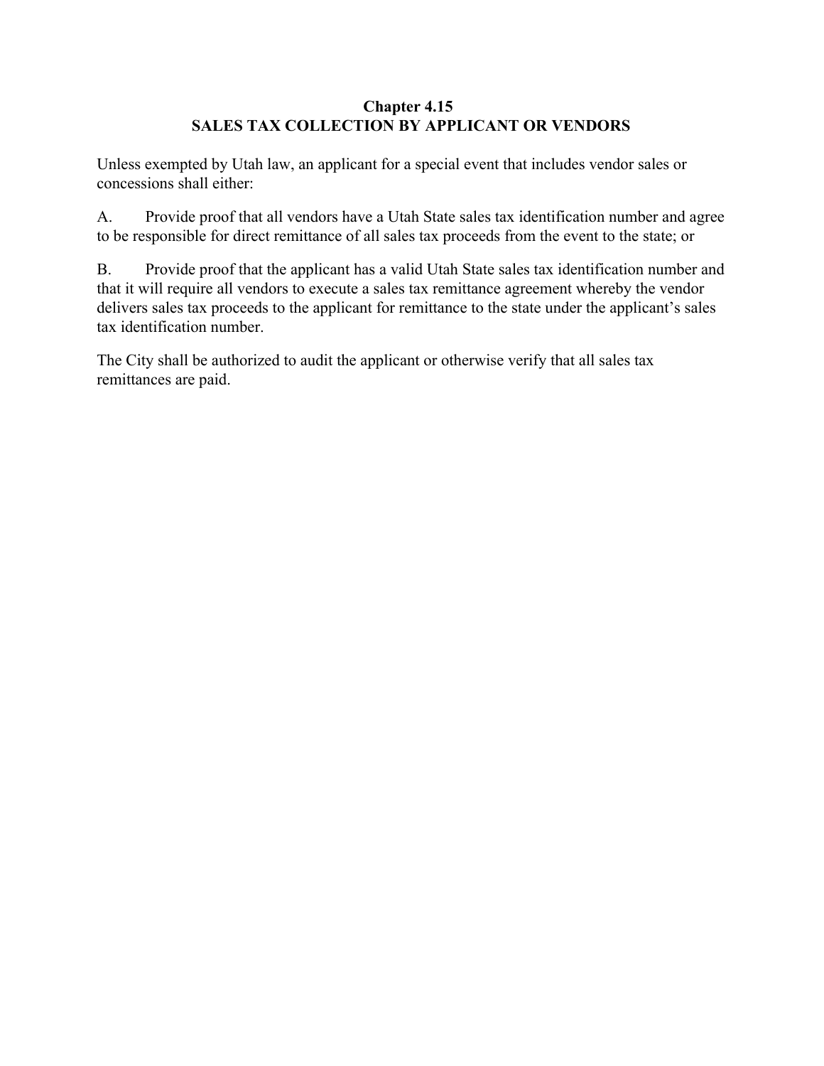# Chapter 4.15
# SALES TAX COLLECTION BY APPLICANT OR VENDORS

Unless exempted by Utah law, an applicant for a special event that includes vendor sales or concessions shall either:

A. Provide proof that all vendors have a Utah State sales tax identification number and agree to be responsible for direct remittance of all sales tax proceeds from the event to the state; or

B. Provide proof that the applicant has a valid Utah State sales tax identification number and that it will require all vendors to execute a sales tax remittance agreement whereby the vendor delivers sales tax proceeds to the applicant for remittance to the state under the applicant's sales tax identification number.

The City shall be authorized to audit the applicant or otherwise verify that all sales tax remittances are paid.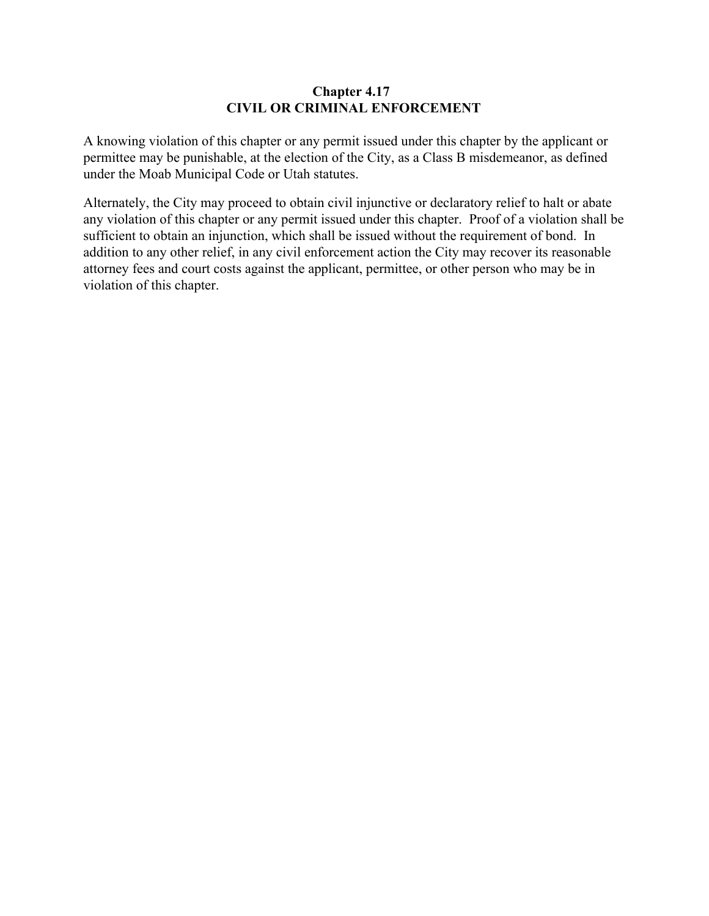# Chapter 4.17
# CIVIL OR CRIMINAL ENFORCEMENT

A knowing violation of this chapter or any permit issued under this chapter by the applicant or permittee may be punishable, at the election of the City, as a Class B misdemeanor, as defined under the Moab Municipal Code or Utah statutes.

Alternately, the City may proceed to obtain civil injunctive or declaratory relief to halt or abate any violation of this chapter or any permit issued under this chapter. Proof of a violation shall be sufficient to obtain an injunction, which shall be issued without the requirement of bond. In addition to any other relief, in any civil enforcement action the City may recover its reasonable attorney fees and court costs against the applicant, permittee, or other person who may be in violation of this chapter.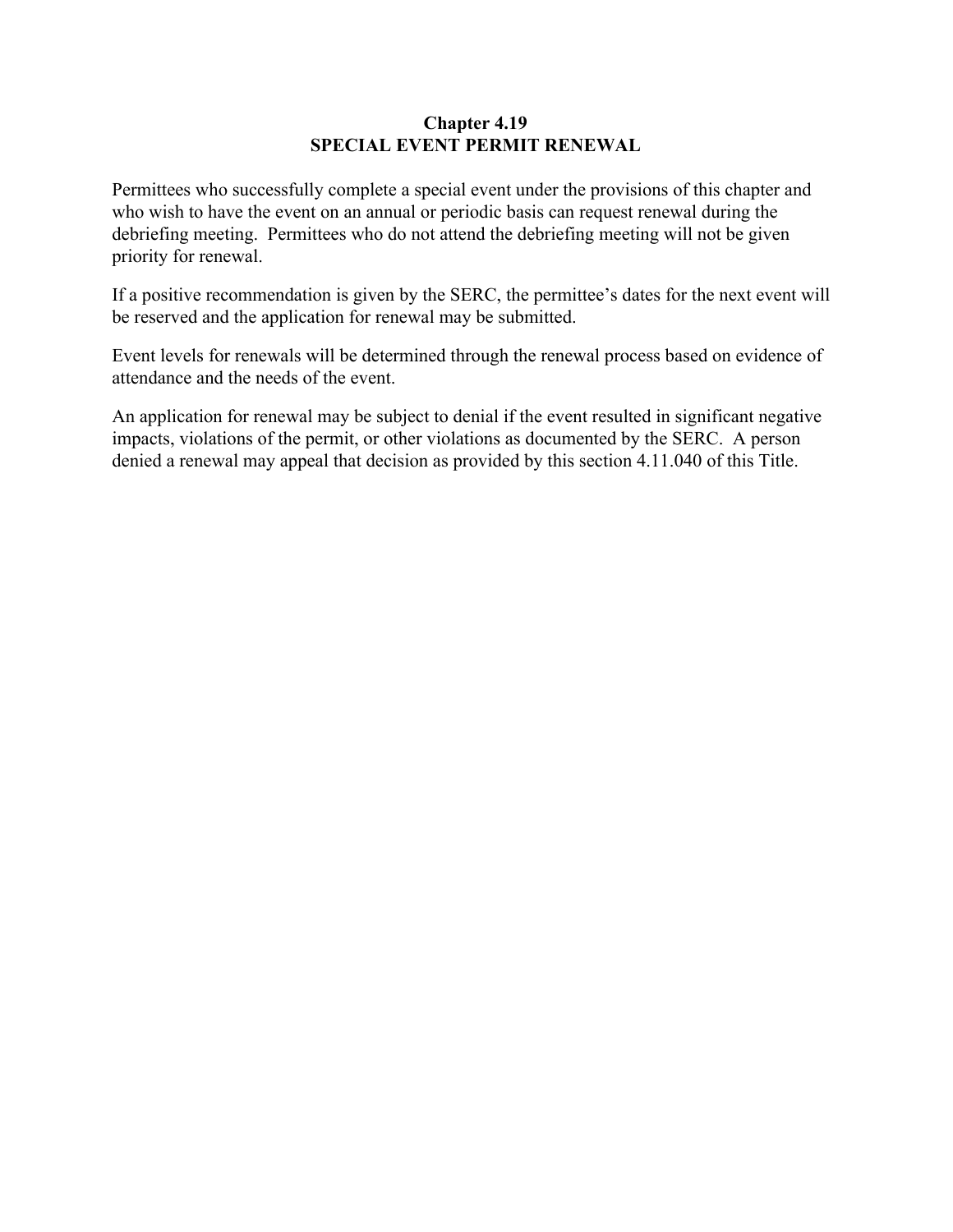# Chapter 4.19
# SPECIAL EVENT PERMIT RENEWAL

Permittees who successfully complete a special event under the provisions of this chapter and who wish to have the event on an annual or periodic basis can request renewal during the debriefing meeting. Permittees who do not attend the debriefing meeting will not be given priority for renewal.

If a positive recommendation is given by the SERC, the permittee's dates for the next event will be reserved and the application for renewal may be submitted.

Event levels for renewals will be determined through the renewal process based on evidence of attendance and the needs of the event.

An application for renewal may be subject to denial if the event resulted in significant negative impacts, violations of the permit, or other violations as documented by the SERC. A person denied a renewal may appeal that decision as provided by this section 4.11.040 of this Title.